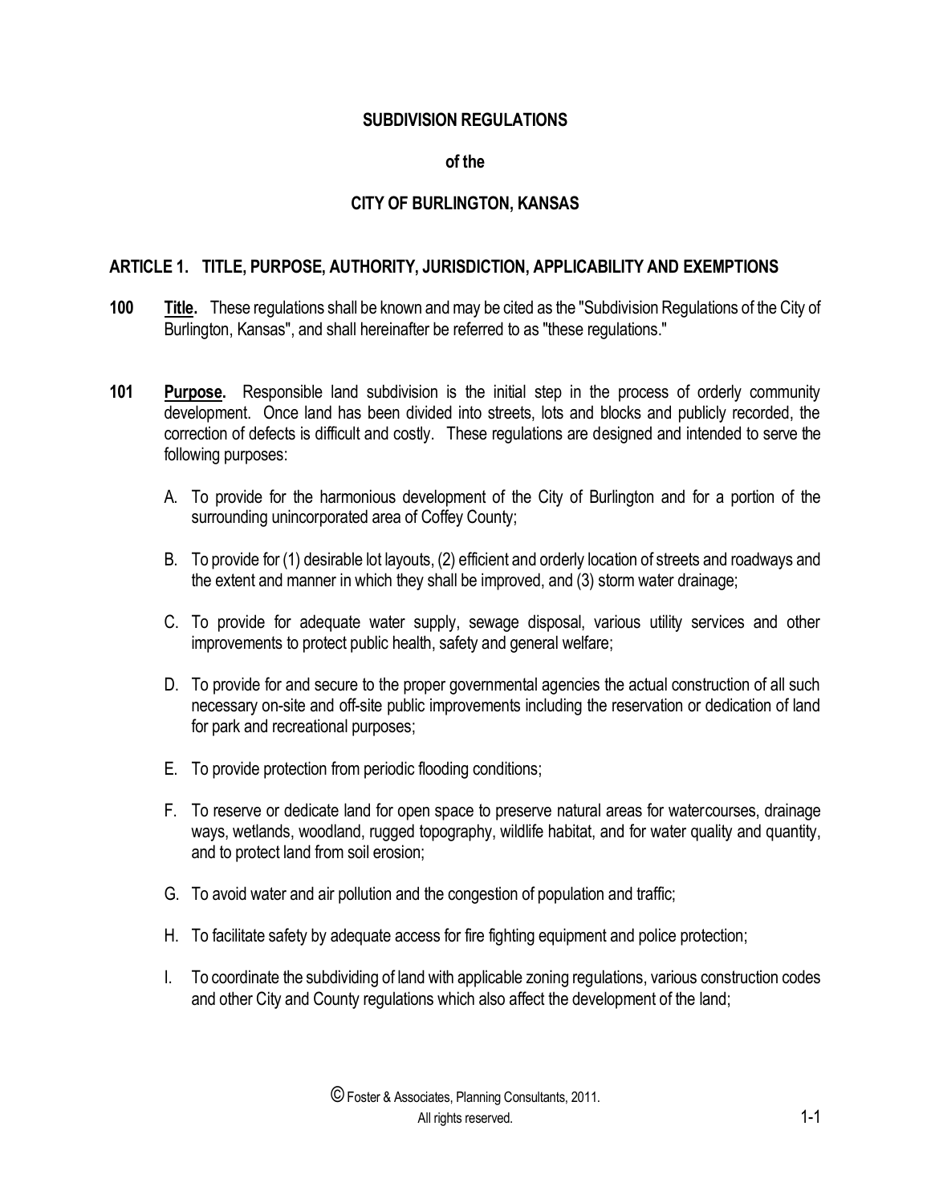# SUBDIVISION REGULATIONS

## of the

## CITY OF BURLINGTON, KANSAS

## ARTICLE 1. TITLE, PURPOSE, AUTHORITY, JURISDICTION, APPLICABILITY AND EXEMPTIONS

**100 Title.** These regulations shall be known and may be cited as the "Subdivision Regulations of the City of Burlington, Kansas", and shall hereinafter be referred to as "these regulations."

**101 Purpose.** Responsible land subdivision is the initial step in the process of orderly community development. Once land has been divided into streets, lots and blocks and publicly recorded, the correction of defects is difficult and costly. These regulations are designed and intended to serve the following purposes:

A. To provide for the harmonious development of the City of Burlington and for a portion of the surrounding unincorporated area of Coffey County;

B. To provide for (1) desirable lot layouts, (2) efficient and orderly location of streets and roadways and the extent and manner in which they shall be improved, and (3) storm water drainage;

C. To provide for adequate water supply, sewage disposal, various utility services and other improvements to protect public health, safety and general welfare;

D. To provide for and secure to the proper governmental agencies the actual construction of all such necessary on-site and off-site public improvements including the reservation or dedication of land for park and recreational purposes;

E. To provide protection from periodic flooding conditions;

F. To reserve or dedicate land for open space to preserve natural areas for watercourses, drainage ways, wetlands, woodland, rugged topography, wildlife habitat, and for water quality and quantity, and to protect land from soil erosion;

G. To avoid water and air pollution and the congestion of population and traffic;

H. To facilitate safety by adequate access for fire fighting equipment and police protection;

I. To coordinate the subdividing of land with applicable zoning regulations, various construction codes and other City and County regulations which also affect the development of the land;

© Foster & Associates, Planning Consultants, 2011. All rights reserved.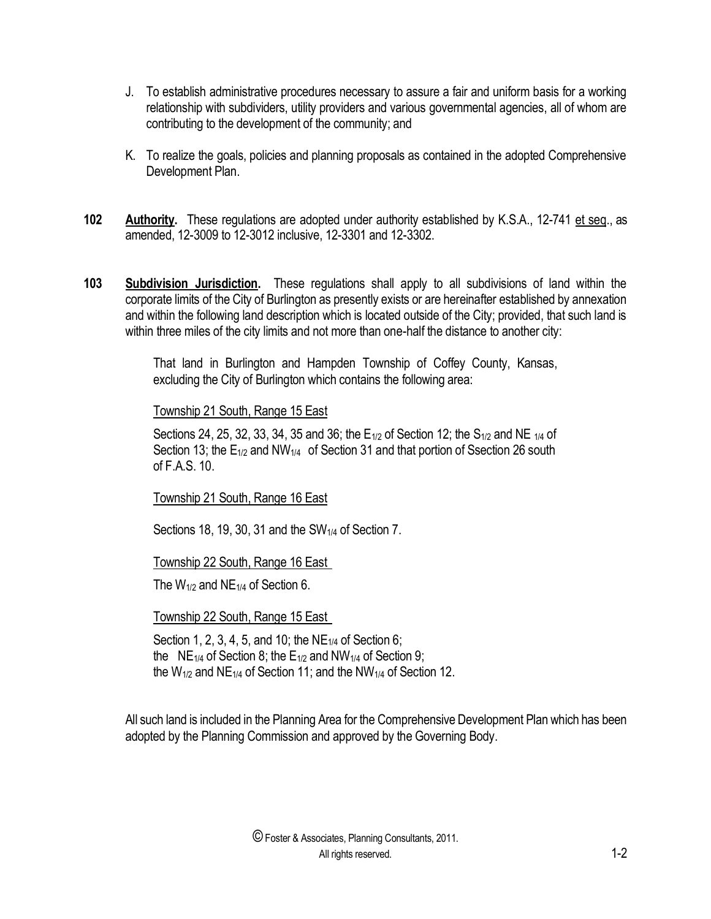J. To establish administrative procedures necessary to assure a fair and uniform basis for a working relationship with subdividers, utility providers and various governmental agencies, all of whom are contributing to the development of the community; and

K. To realize the goals, policies and planning proposals as contained in the adopted Comprehensive Development Plan.

**102** **Authority.** These regulations are adopted under authority established by K.S.A., 12-741 et seq., as amended, 12-3009 to 12-3012 inclusive, 12-3301 and 12-3302.

**103** **Subdivision Jurisdiction.** These regulations shall apply to all subdivisions of land within the corporate limits of the City of Burlington as presently exists or are hereinafter established by annexation and within the following land description which is located outside of the City; provided, that such land is within three miles of the city limits and not more than one-half the distance to another city:

> That land in Burlington and Hampden Township of Coffey County, Kansas, excluding the City of Burlington which contains the following area:
>
> Township 21 South, Range 15 East
>
> Sections 24, 25, 32, 33, 34, 35 and 36; the $E_{1/2}$ of Section 12; the $S_{1/2}$ and NE $_{1/4}$ of Section 13; the $E_{1/2}$ and $NW_{1/4}$ of Section 31 and that portion of Ssection 26 south of F.A.S. 10.
>
> Township 21 South, Range 16 East
>
> Sections 18, 19, 30, 31 and the $SW_{1/4}$ of Section 7.
>
> Township 22 South, Range 16 East
>
> The $W_{1/2}$ and $NE_{1/4}$ of Section 6.
>
> Township 22 South, Range 15 East
>
> Section 1, 2, 3, 4, 5, and 10; the $NE_{1/4}$ of Section 6;
> the $NE_{1/4}$ of Section 8; the $E_{1/2}$ and $NW_{1/4}$ of Section 9;
> the $W_{1/2}$ and $NE_{1/4}$ of Section 11; and the $NW_{1/4}$ of Section 12.

All such land is included in the Planning Area for the Comprehensive Development Plan which has been adopted by the Planning Commission and approved by the Governing Body.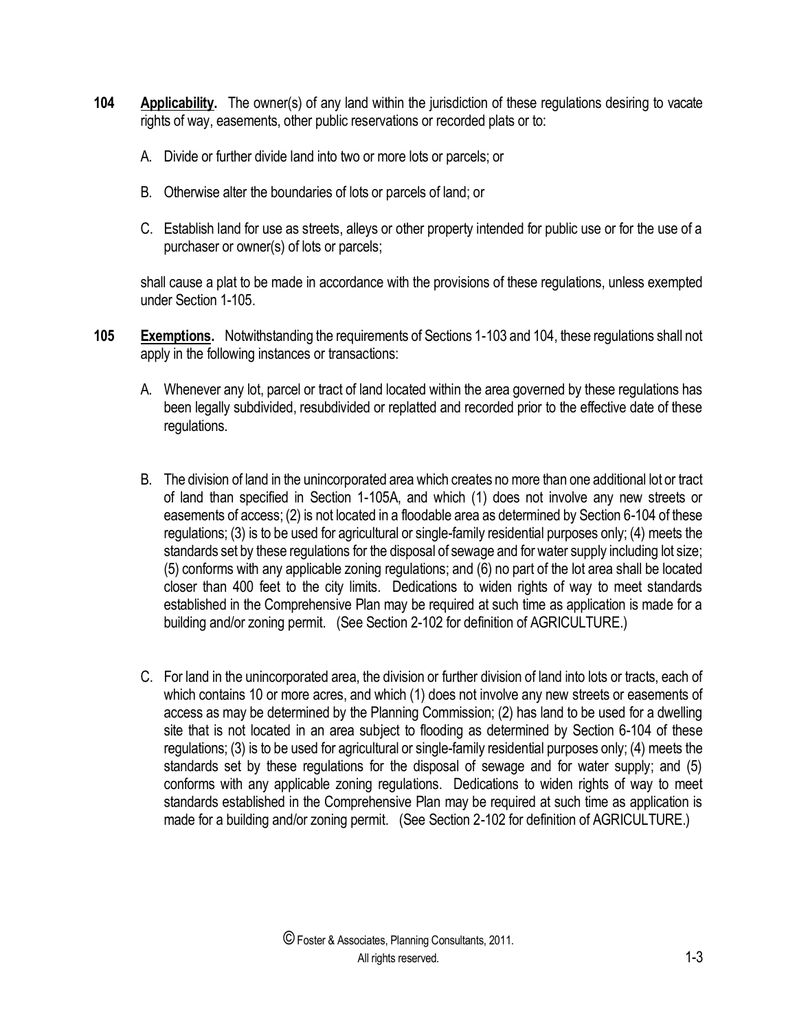**104** **Applicability.** The owner(s) of any land within the jurisdiction of these regulations desiring to vacate rights of way, easements, other public reservations or recorded plats or to:

A. Divide or further divide land into two or more lots or parcels; or

B. Otherwise alter the boundaries of lots or parcels of land; or

C. Establish land for use as streets, alleys or other property intended for public use or for the use of a purchaser or owner(s) of lots or parcels;

shall cause a plat to be made in accordance with the provisions of these regulations, unless exempted under Section 1-105.

**105** **Exemptions.** Notwithstanding the requirements of Sections 1-103 and 104, these regulations shall not apply in the following instances or transactions:

A. Whenever any lot, parcel or tract of land located within the area governed by these regulations has been legally subdivided, resubdivided or replatted and recorded prior to the effective date of these regulations.

B. The division of land in the unincorporated area which creates no more than one additional lot or tract of land than specified in Section 1-105A, and which (1) does not involve any new streets or easements of access; (2) is not located in a floodable area as determined by Section 6-104 of these regulations; (3) is to be used for agricultural or single-family residential purposes only; (4) meets the standards set by these regulations for the disposal of sewage and for water supply including lot size; (5) conforms with any applicable zoning regulations; and (6) no part of the lot area shall be located closer than 400 feet to the city limits. Dedications to widen rights of way to meet standards established in the Comprehensive Plan may be required at such time as application is made for a building and/or zoning permit. (See Section 2-102 for definition of AGRICULTURE.)

C. For land in the unincorporated area, the division or further division of land into lots or tracts, each of which contains 10 or more acres, and which (1) does not involve any new streets or easements of access as may be determined by the Planning Commission; (2) has land to be used for a dwelling site that is not located in an area subject to flooding as determined by Section 6-104 of these regulations; (3) is to be used for agricultural or single-family residential purposes only; (4) meets the standards set by these regulations for the disposal of sewage and for water supply; and (5) conforms with any applicable zoning regulations. Dedications to widen rights of way to meet standards established in the Comprehensive Plan may be required at such time as application is made for a building and/or zoning permit. (See Section 2-102 for definition of AGRICULTURE.)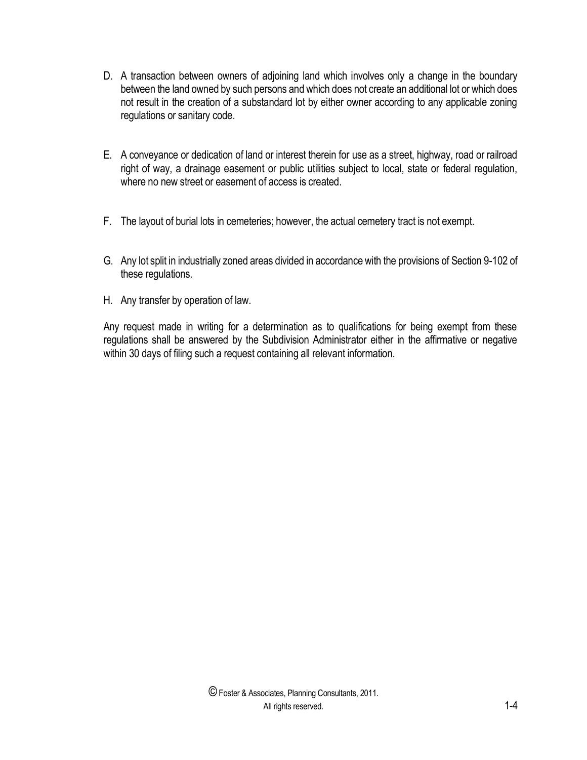D. A transaction between owners of adjoining land which involves only a change in the boundary between the land owned by such persons and which does not create an additional lot or which does not result in the creation of a substandard lot by either owner according to any applicable zoning regulations or sanitary code.

E. A conveyance or dedication of land or interest therein for use as a street, highway, road or railroad right of way, a drainage easement or public utilities subject to local, state or federal regulation, where no new street or easement of access is created.

F. The layout of burial lots in cemeteries; however, the actual cemetery tract is not exempt.

G. Any lot split in industrially zoned areas divided in accordance with the provisions of Section 9-102 of these regulations.

H. Any transfer by operation of law.

Any request made in writing for a determination as to qualifications for being exempt from these regulations shall be answered by the Subdivision Administrator either in the affirmative or negative within 30 days of filing such a request containing all relevant information.